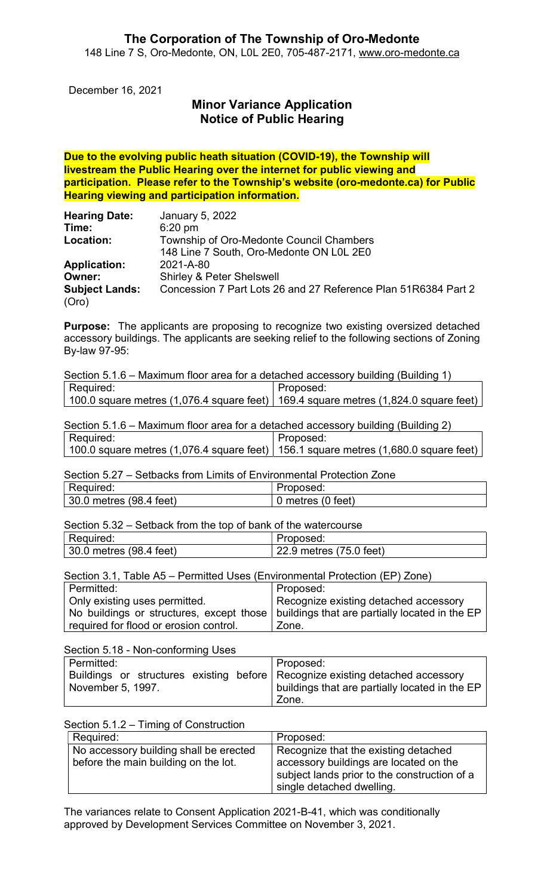# The Corporation of The Township of Oro-Medonte

148 Line 7 S, Oro-Medonte, ON, L0L 2E0, 705-487-2171, www.oro-medonte.ca

December 16, 2021

## Minor Variance Application
## Notice of Public Hearing

**Due to the evolving public heath situation (COVID-19), the Township will livestream the Public Hearing over the internet for public viewing and participation. Please refer to the Township's website (oro-medonte.ca) for Public Hearing viewing and participation information.**

**Hearing Date:** January 5, 2022
**Time:** 6:20 pm
**Location:** Township of Oro-Medonte Council Chambers
148 Line 7 South, Oro-Medonte ON L0L 2E0
**Application:** 2021-A-80
**Owner:** Shirley & Peter Shelswell
**Subject Lands:** (Oro) Concession 7 Part Lots 26 and 27 Reference Plan 51R6384 Part 2

**Purpose:** The applicants are proposing to recognize two existing oversized detached accessory buildings. The applicants are seeking relief to the following sections of Zoning By-law 97-95:

Section 5.1.6 – Maximum floor area for a detached accessory building (Building 1)

| Required: | Proposed: |
|---|---|
| 100.0 square metres (1,076.4 square feet) | 169.4 square metres (1,824.0 square feet) |

Section 5.1.6 – Maximum floor area for a detached accessory building (Building 2)

| Required: | Proposed: |
|---|---|
| 100.0 square metres (1,076.4 square feet) | 156.1 square metres (1,680.0 square feet) |

Section 5.27 – Setbacks from Limits of Environmental Protection Zone

| Required: | Proposed: |
|---|---|
| 30.0 metres (98.4 feet) | 0 metres (0 feet) |

Section 5.32 – Setback from the top of bank of the watercourse

| Required: | Proposed: |
|---|---|
| 30.0 metres (98.4 feet) | 22.9 metres (75.0 feet) |

Section 3.1, Table A5 – Permitted Uses (Environmental Protection (EP) Zone)

| Permitted: | Proposed: |
|---|---|
| Only existing uses permitted. No buildings or structures, except those required for flood or erosion control. | Recognize existing detached accessory buildings that are partially located in the EP Zone. |

Section 5.18 - Non-conforming Uses

| Permitted: | Proposed: |
|---|---|
| Buildings or structures existing before November 5, 1997. | Recognize existing detached accessory buildings that are partially located in the EP Zone. |

Section 5.1.2 – Timing of Construction

| Required: | Proposed: |
|---|---|
| No accessory building shall be erected before the main building on the lot. | Recognize that the existing detached accessory buildings are located on the subject lands prior to the construction of a single detached dwelling. |

The variances relate to Consent Application 2021-B-41, which was conditionally approved by Development Services Committee on November 3, 2021.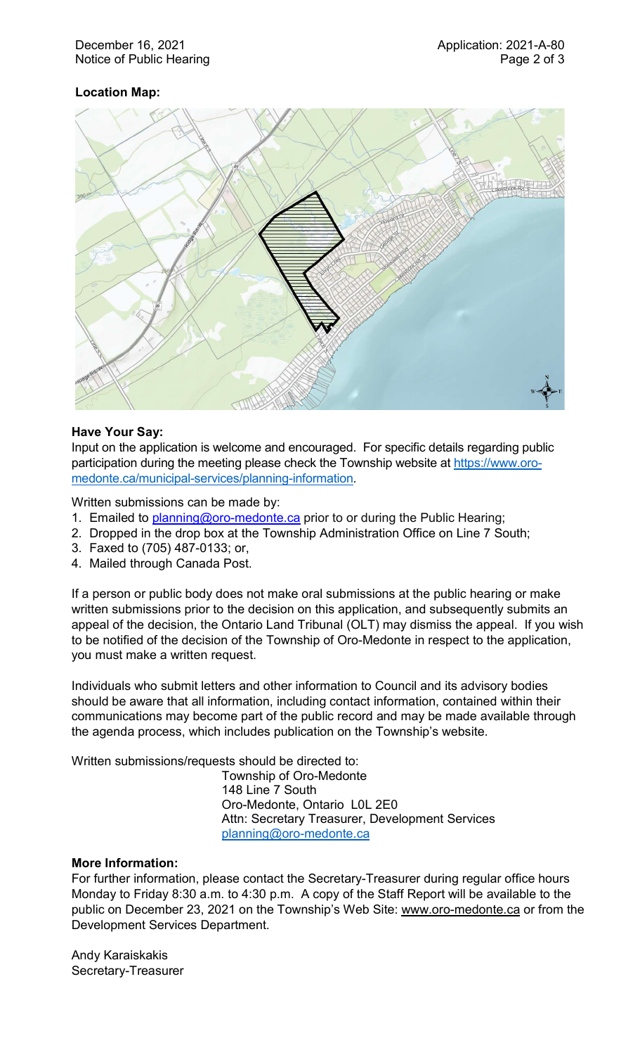**Location Map:**

**Have Your Say:**

Input on the application is welcome and encouraged. For specific details regarding public participation during the meeting please check the Township website at https://www.oro-medonte.ca/municipal-services/planning-information.

Written submissions can be made by:

1. Emailed to planning@oro-medonte.ca prior to or during the Public Hearing;
2. Dropped in the drop box at the Township Administration Office on Line 7 South;
3. Faxed to (705) 487-0133; or,
4. Mailed through Canada Post.

If a person or public body does not make oral submissions at the public hearing or make written submissions prior to the decision on this application, and subsequently submits an appeal of the decision, the Ontario Land Tribunal (OLT) may dismiss the appeal. If you wish to be notified of the decision of the Township of Oro-Medonte in respect to the application, you must make a written request.

Individuals who submit letters and other information to Council and its advisory bodies should be aware that all information, including contact information, contained within their communications may become part of the public record and may be made available through the agenda process, which includes publication on the Township's website.

Written submissions/requests should be directed to:

Township of Oro-Medonte
148 Line 7 South
Oro-Medonte, Ontario L0L 2E0
Attn: Secretary Treasurer, Development Services
planning@oro-medonte.ca

**More Information:**

For further information, please contact the Secretary-Treasurer during regular office hours Monday to Friday 8:30 a.m. to 4:30 p.m. A copy of the Staff Report will be available to the public on December 23, 2021 on the Township's Web Site: www.oro-medonte.ca or from the Development Services Department.

Andy Karaiskakis
Secretary-Treasurer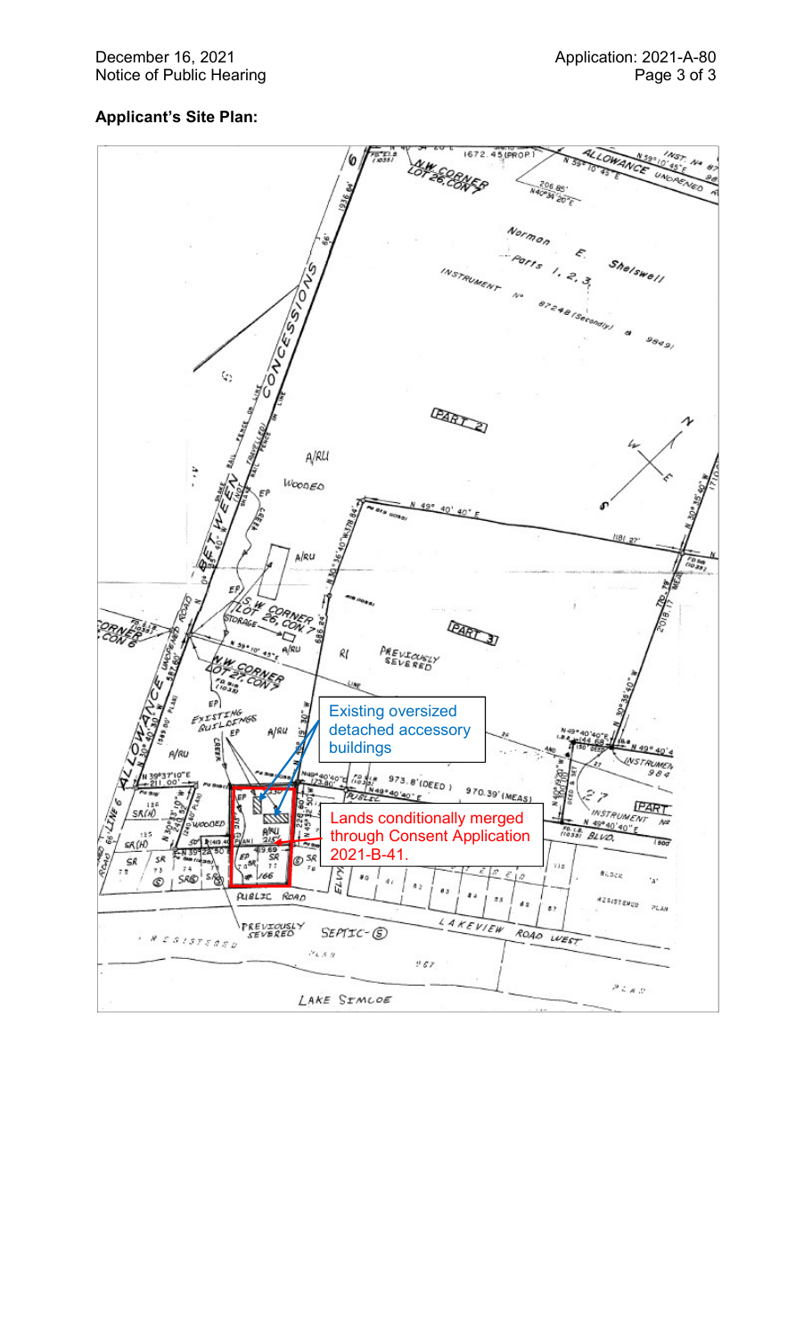**Applicant's Site Plan:**

Existing oversized detached accessory buildings

Lands conditionally merged through Consent Application 2021-B-41.